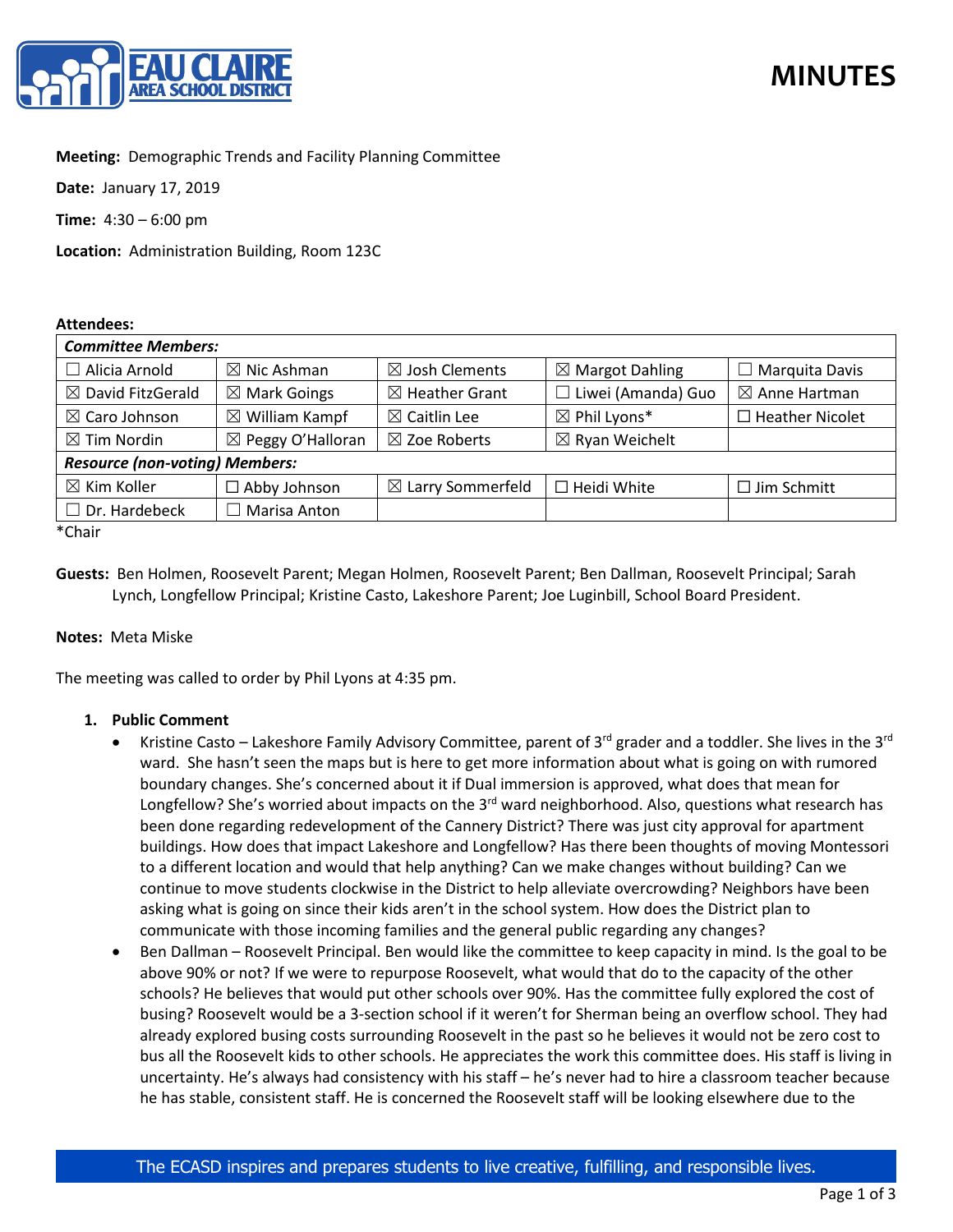# MINUTES

**Meeting:** Demographic Trends and Facility Planning Committee

**Date:** January 17, 2019

**Time:** 4:30 – 6:00 pm

**Location:** Administration Building, Room 123C

**Attendees:**

| *Committee Members:* | | | | |
|---|---|---|---|---|
| ☐ Alicia Arnold | ☒ Nic Ashman | ☒ Josh Clements | ☒ Margot Dahling | ☐ Marquita Davis |
| ☒ David FitzGerald | ☒ Mark Goings | ☒ Heather Grant | ☐ Liwei (Amanda) Guo | ☒ Anne Hartman |
| ☒ Caro Johnson | ☒ William Kampf | ☒ Caitlin Lee | ☒ Phil Lyons* | ☐ Heather Nicolet |
| ☒ Tim Nordin | ☒ Peggy O'Halloran | ☒ Zoe Roberts | ☒ Ryan Weichelt | |
| ***Resource (non-voting) Members:*** | | | | |
| ☒ Kim Koller | ☐ Abby Johnson | ☒ Larry Sommerfeld | ☐ Heidi White | ☐ Jim Schmitt |
| ☐ Dr. Hardebeck | ☐ Marisa Anton | | | |

*Chair

**Guests:** Ben Holmen, Roosevelt Parent; Megan Holmen, Roosevelt Parent; Ben Dallman, Roosevelt Principal; Sarah Lynch, Longfellow Principal; Kristine Casto, Lakeshore Parent; Joe Luginbill, School Board President.

**Notes:** Meta Miske

The meeting was called to order by Phil Lyons at 4:35 pm.

1. **Public Comment**
   - Kristine Casto – Lakeshore Family Advisory Committee, parent of 3rd grader and a toddler. She lives in the 3rd ward. She hasn't seen the maps but is here to get more information about what is going on with rumored boundary changes. She's concerned about it if Dual immersion is approved, what does that mean for Longfellow? She's worried about impacts on the 3rd ward neighborhood. Also, questions what research has been done regarding redevelopment of the Cannery District? There was just city approval for apartment buildings. How does that impact Lakeshore and Longfellow? Has there been thoughts of moving Montessori to a different location and would that help anything? Can we make changes without building? Can we continue to move students clockwise in the District to help alleviate overcrowding? Neighbors have been asking what is going on since their kids aren't in the school system. How does the District plan to communicate with those incoming families and the general public regarding any changes?
   - Ben Dallman – Roosevelt Principal. Ben would like the committee to keep capacity in mind. Is the goal to be above 90% or not? If we were to repurpose Roosevelt, what would that do to the capacity of the other schools? He believes that would put other schools over 90%. Has the committee fully explored the cost of busing? Roosevelt would be a 3-section school if it weren't for Sherman being an overflow school. They had already explored busing costs surrounding Roosevelt in the past so he believes it would not be zero cost to bus all the Roosevelt kids to other schools. He appreciates the work this committee does. His staff is living in uncertainty. He's always had consistency with his staff – he's never had to hire a classroom teacher because he has stable, consistent staff. He is concerned the Roosevelt staff will be looking elsewhere due to the

The ECASD inspires and prepares students to live creative, fulfilling, and responsible lives.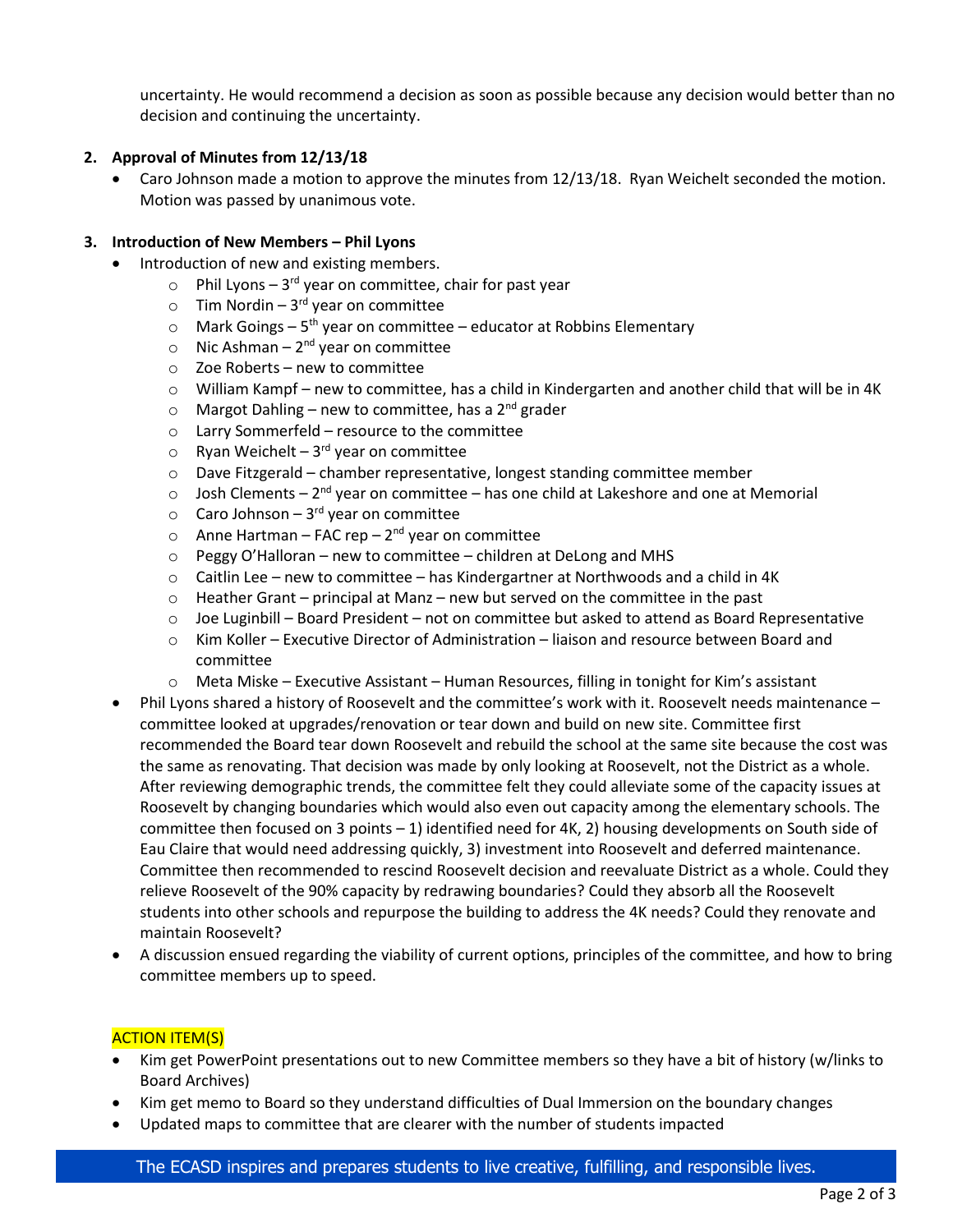uncertainty. He would recommend a decision as soon as possible because any decision would better than no decision and continuing the uncertainty.

**2. Approval of Minutes from 12/13/18**

- Caro Johnson made a motion to approve the minutes from 12/13/18. Ryan Weichelt seconded the motion. Motion was passed by unanimous vote.

**3. Introduction of New Members – Phil Lyons**

- Introduction of new and existing members.
  - Phil Lyons – 3rd year on committee, chair for past year
  - Tim Nordin – 3rd year on committee
  - Mark Goings – 5th year on committee – educator at Robbins Elementary
  - Nic Ashman – 2nd year on committee
  - Zoe Roberts – new to committee
  - William Kampf – new to committee, has a child in Kindergarten and another child that will be in 4K
  - Margot Dahling – new to committee, has a 2nd grader
  - Larry Sommerfeld – resource to the committee
  - Ryan Weichelt – 3rd year on committee
  - Dave Fitzgerald – chamber representative, longest standing committee member
  - Josh Clements – 2nd year on committee – has one child at Lakeshore and one at Memorial
  - Caro Johnson – 3rd year on committee
  - Anne Hartman – FAC rep – 2nd year on committee
  - Peggy O'Halloran – new to committee – children at DeLong and MHS
  - Caitlin Lee – new to committee – has Kindergartner at Northwoods and a child in 4K
  - Heather Grant – principal at Manz – new but served on the committee in the past
  - Joe Luginbill – Board President – not on committee but asked to attend as Board Representative
  - Kim Koller – Executive Director of Administration – liaison and resource between Board and committee
  - Meta Miske – Executive Assistant – Human Resources, filling in tonight for Kim's assistant
- Phil Lyons shared a history of Roosevelt and the committee's work with it. Roosevelt needs maintenance – committee looked at upgrades/renovation or tear down and build on new site. Committee first recommended the Board tear down Roosevelt and rebuild the school at the same site because the cost was the same as renovating. That decision was made by only looking at Roosevelt, not the District as a whole. After reviewing demographic trends, the committee felt they could alleviate some of the capacity issues at Roosevelt by changing boundaries which would also even out capacity among the elementary schools. The committee then focused on 3 points – 1) identified need for 4K, 2) housing developments on South side of Eau Claire that would need addressing quickly, 3) investment into Roosevelt and deferred maintenance. Committee then recommended to rescind Roosevelt decision and reevaluate District as a whole. Could they relieve Roosevelt of the 90% capacity by redrawing boundaries? Could they absorb all the Roosevelt students into other schools and repurpose the building to address the 4K needs? Could they renovate and maintain Roosevelt?
- A discussion ensued regarding the viability of current options, principles of the committee, and how to bring committee members up to speed.

ACTION ITEM(S)

- Kim get PowerPoint presentations out to new Committee members so they have a bit of history (w/links to Board Archives)
- Kim get memo to Board so they understand difficulties of Dual Immersion on the boundary changes
- Updated maps to committee that are clearer with the number of students impacted

The ECASD inspires and prepares students to live creative, fulfilling, and responsible lives.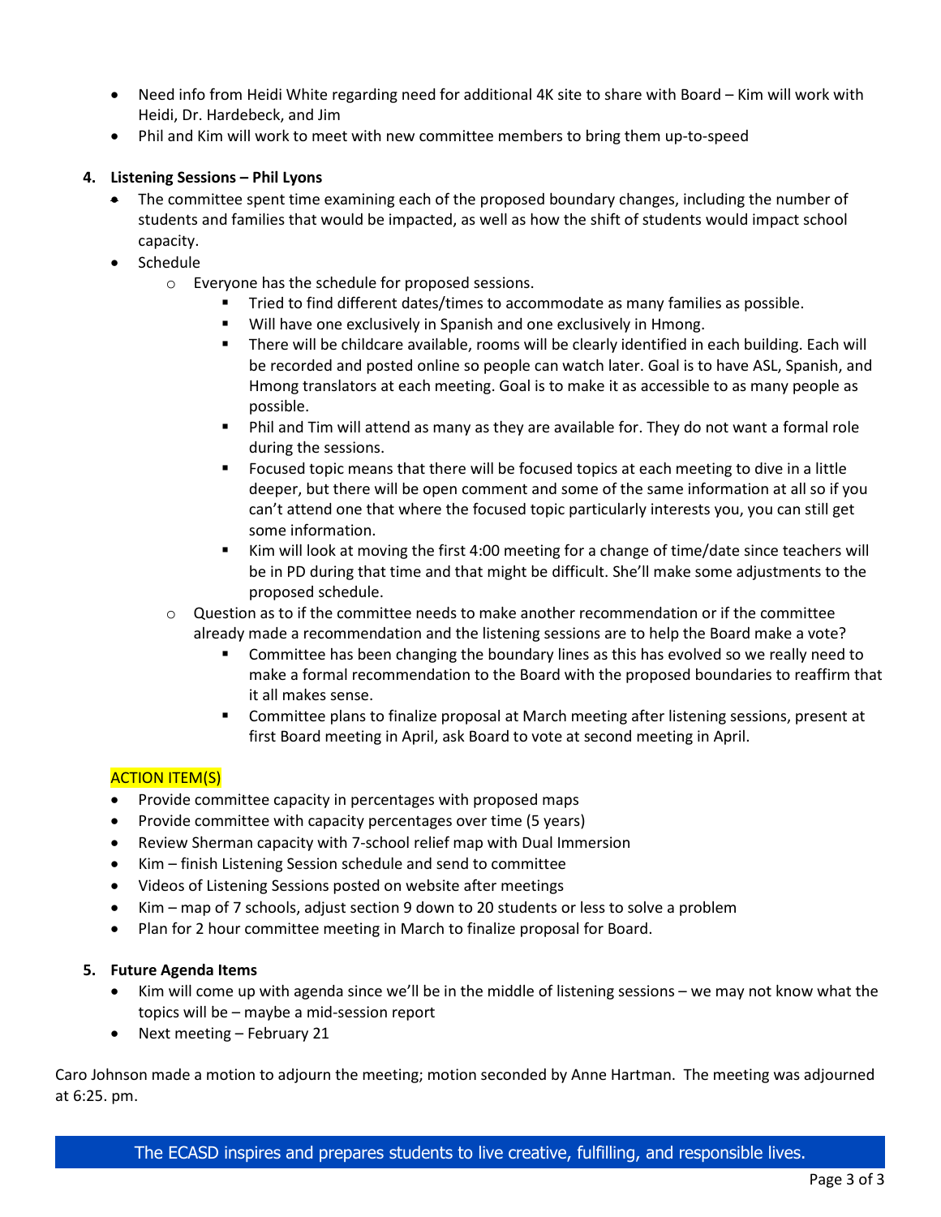- Need info from Heidi White regarding need for additional 4K site to share with Board – Kim will work with Heidi, Dr. Hardebeck, and Jim
- Phil and Kim will work to meet with new committee members to bring them up-to-speed

4. **Listening Sessions – Phil Lyons**
   - The committee spent time examining each of the proposed boundary changes, including the number of students and families that would be impacted, as well as how the shift of students would impact school capacity.
   - Schedule
     - Everyone has the schedule for proposed sessions.
       - Tried to find different dates/times to accommodate as many families as possible.
       - Will have one exclusively in Spanish and one exclusively in Hmong.
       - There will be childcare available, rooms will be clearly identified in each building. Each will be recorded and posted online so people can watch later. Goal is to have ASL, Spanish, and Hmong translators at each meeting. Goal is to make it as accessible to as many people as possible.
       - Phil and Tim will attend as many as they are available for. They do not want a formal role during the sessions.
       - Focused topic means that there will be focused topics at each meeting to dive in a little deeper, but there will be open comment and some of the same information at all so if you can't attend one that where the focused topic particularly interests you, you can still get some information.
       - Kim will look at moving the first 4:00 meeting for a change of time/date since teachers will be in PD during that time and that might be difficult. She'll make some adjustments to the proposed schedule.
     - Question as to if the committee needs to make another recommendation or if the committee already made a recommendation and the listening sessions are to help the Board make a vote?
       - Committee has been changing the boundary lines as this has evolved so we really need to make a formal recommendation to the Board with the proposed boundaries to reaffirm that it all makes sense.
       - Committee plans to finalize proposal at March meeting after listening sessions, present at first Board meeting in April, ask Board to vote at second meeting in April.

ACTION ITEM(S)

- Provide committee capacity in percentages with proposed maps
- Provide committee with capacity percentages over time (5 years)
- Review Sherman capacity with 7-school relief map with Dual Immersion
- Kim – finish Listening Session schedule and send to committee
- Videos of Listening Sessions posted on website after meetings
- Kim – map of 7 schools, adjust section 9 down to 20 students or less to solve a problem
- Plan for 2 hour committee meeting in March to finalize proposal for Board.

5. **Future Agenda Items**
   - Kim will come up with agenda since we'll be in the middle of listening sessions – we may not know what the topics will be – maybe a mid-session report
   - Next meeting – February 21

Caro Johnson made a motion to adjourn the meeting; motion seconded by Anne Hartman. The meeting was adjourned at 6:25. pm.

The ECASD inspires and prepares students to live creative, fulfilling, and responsible lives.